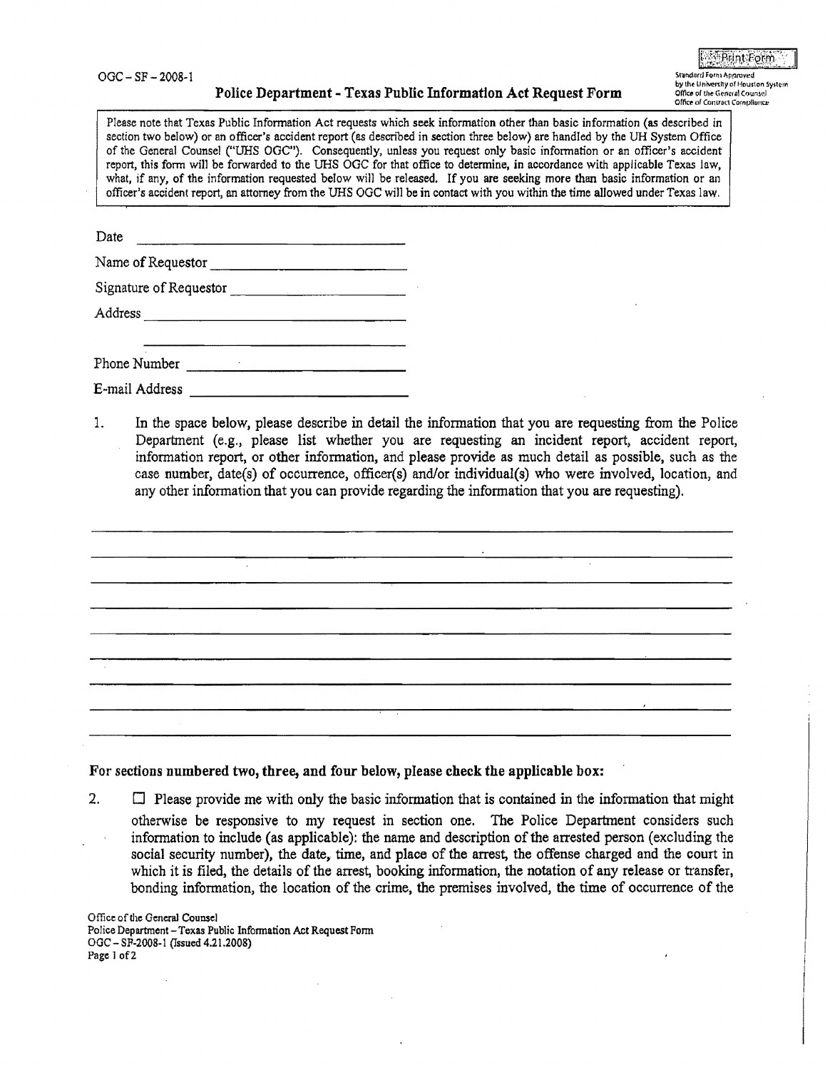OGC – SF – 2008-1

Standard Form Approved by the University of Houston System Office of the General Counsel Office of Contract Compliance

# Police Department - Texas Public Information Act Request Form

Please note that Texas Public Information Act requests which seek information other than basic information (as described in section two below) or an officer's accident report (as described in section three below) are handled by the UH System Office of the General Counsel ("UHS OGC"). Consequently, unless you request only basic information or an officer's accident report, this form will be forwarded to the UHS OGC for that office to determine, in accordance with applicable Texas law, what, if any, of the information requested below will be released. If you are seeking more than basic information or an officer's accident report, an attorney from the UHS OGC will be in contact with you within the time allowed under Texas law.

Date ______________________________

Name of Requestor ______________________________

Signature of Requestor ______________________________

Address ______________________________

______________________________

Phone Number ______________________________

E-mail Address ______________________________

1. In the space below, please describe in detail the information that you are requesting from the Police Department (e.g., please list whether you are requesting an incident report, accident report, information report, or other information, and please provide as much detail as possible, such as the case number, date(s) of occurrence, officer(s) and/or individual(s) who were involved, location, and any other information that you can provide regarding the information that you are requesting).

______________________________________________________________________

______________________________________________________________________

______________________________________________________________________

______________________________________________________________________

______________________________________________________________________

______________________________________________________________________

______________________________________________________________________

______________________________________________________________________

______________________________________________________________________

**For sections numbered two, three, and four below, please check the applicable box:**

2. ☐ Please provide me with only the basic information that is contained in the information that might otherwise be responsive to my request in section one. The Police Department considers such information to include (as applicable): the name and description of the arrested person (excluding the social security number), the date, time, and place of the arrest, the offense charged and the court in which it is filed, the details of the arrest, booking information, the notation of any release or transfer, bonding information, the location of the crime, the premises involved, the time of occurrence of the

Office of the General Counsel
Police Department – Texas Public Information Act Request Form
OGC – SF-2008-1 (Issued 4.21.2008)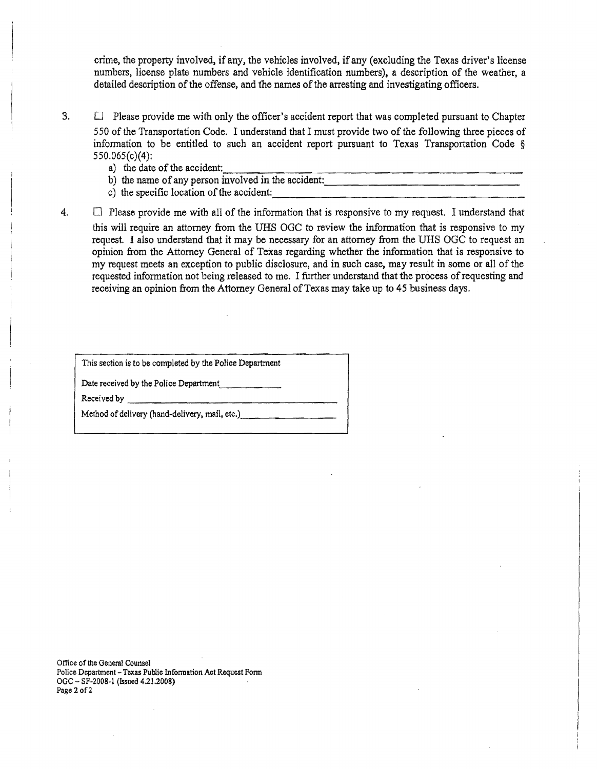crime, the property involved, if any, the vehicles involved, if any (excluding the Texas driver's license numbers, license plate numbers and vehicle identification numbers), a description of the weather, a detailed description of the offense, and the names of the arresting and investigating officers.

3. ☐ Please provide me with only the officer's accident report that was completed pursuant to Chapter 550 of the Transportation Code. I understand that I must provide two of the following three pieces of information to be entitled to such an accident report pursuant to Texas Transportation Code § 550.065(c)(4):
   a) the date of the accident:\_\_\_\_\_\_\_\_\_\_\_\_\_\_\_\_\_\_\_\_\_\_\_\_\_\_\_\_\_\_\_\_\_\_\_\_\_\_\_\_
   b) the name of any person involved in the accident:\_\_\_\_\_\_\_\_\_\_\_\_\_\_\_\_\_\_\_\_\_\_\_\_\_\_\_\_
   c) the specific location of the accident:\_\_\_\_\_\_\_\_\_\_\_\_\_\_\_\_\_\_\_\_\_\_\_\_\_\_\_\_\_\_\_\_\_\_

4. ☐ Please provide me with all of the information that is responsive to my request. I understand that this will require an attorney from the UHS OGC to review the information that is responsive to my request. I also understand that it may be necessary for an attorney from the UHS OGC to request an opinion from the Attorney General of Texas regarding whether the information that is responsive to my request meets an exception to public disclosure, and in such case, may result in some or all of the requested information not being released to me. I further understand that the process of requesting and receiving an opinion from the Attorney General of Texas may take up to 45 business days.

| |
|---|
| This section is to be completed by the Police Department |
| Date received by the Police Department\_\_\_\_\_\_\_\_\_\_\_\_ |
| Received by \_\_\_\_\_\_\_\_\_\_\_\_\_\_\_\_\_\_\_\_\_\_\_\_\_\_\_\_\_\_\_\_\_\_\_\_ |
| Method of delivery (hand-delivery, mail, etc.)\_\_\_\_\_\_\_\_\_\_\_\_\_\_\_\_\_\_ |

Office of the General Counsel
Police Department – Texas Public Information Act Request Form
OGC – SF-2008-1 (Issued 4.21.2008)